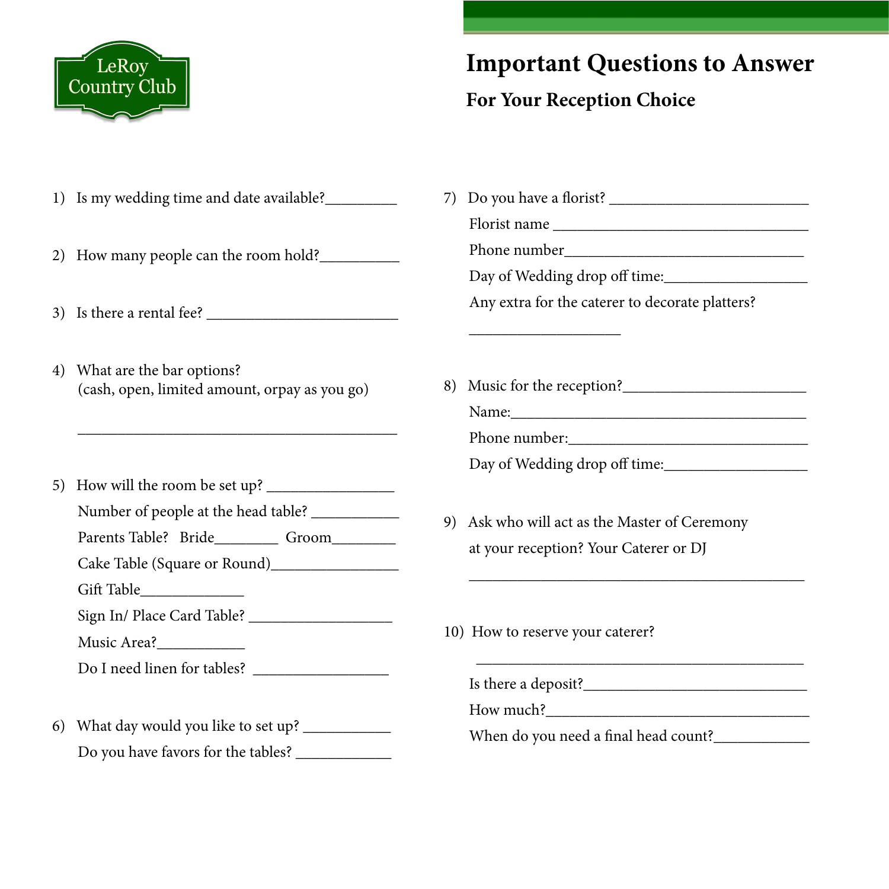LeRoy Country Club

# Important Questions to Answer

## For Your Reception Choice

1) Is my wedding time and date available?__________

2) How many people can the room hold?__________

3) Is there a rental fee? __________________________

4) What are the bar options?
   (cash, open, limited amount, orpay as you go)

   ___________________________________________

5) How will the room be set up? _________________

   Number of people at the head table? ____________

   Parents Table?   Bride________   Groom________

   Cake Table (Square or Round)_________________

   Gift Table______________

   Sign In/ Place Card Table? ___________________

   Music Area?____________

   Do I need linen for tables? __________________

6) What day would you like to set up? ____________

   Do you have favors for the tables? _____________

7) Do you have a florist? ___________________________

   Florist name ___________________________________

   Phone number__________________________________

   Day of Wedding drop off time:___________________

   Any extra for the caterer to decorate platters?

   ____________________

8) Music for the reception?________________________

   Name:_________________________________________

   Phone number:__________________________________

   Day of Wedding drop off time:___________________

9) Ask who will act as the Master of Ceremony
   at your reception? Your Caterer or DJ

   ______________________________________________

10) How to reserve your caterer?

    ____________________________________________

    Is there a deposit?______________________________

    How much?_____________________________________

    When do you need a final head count?____________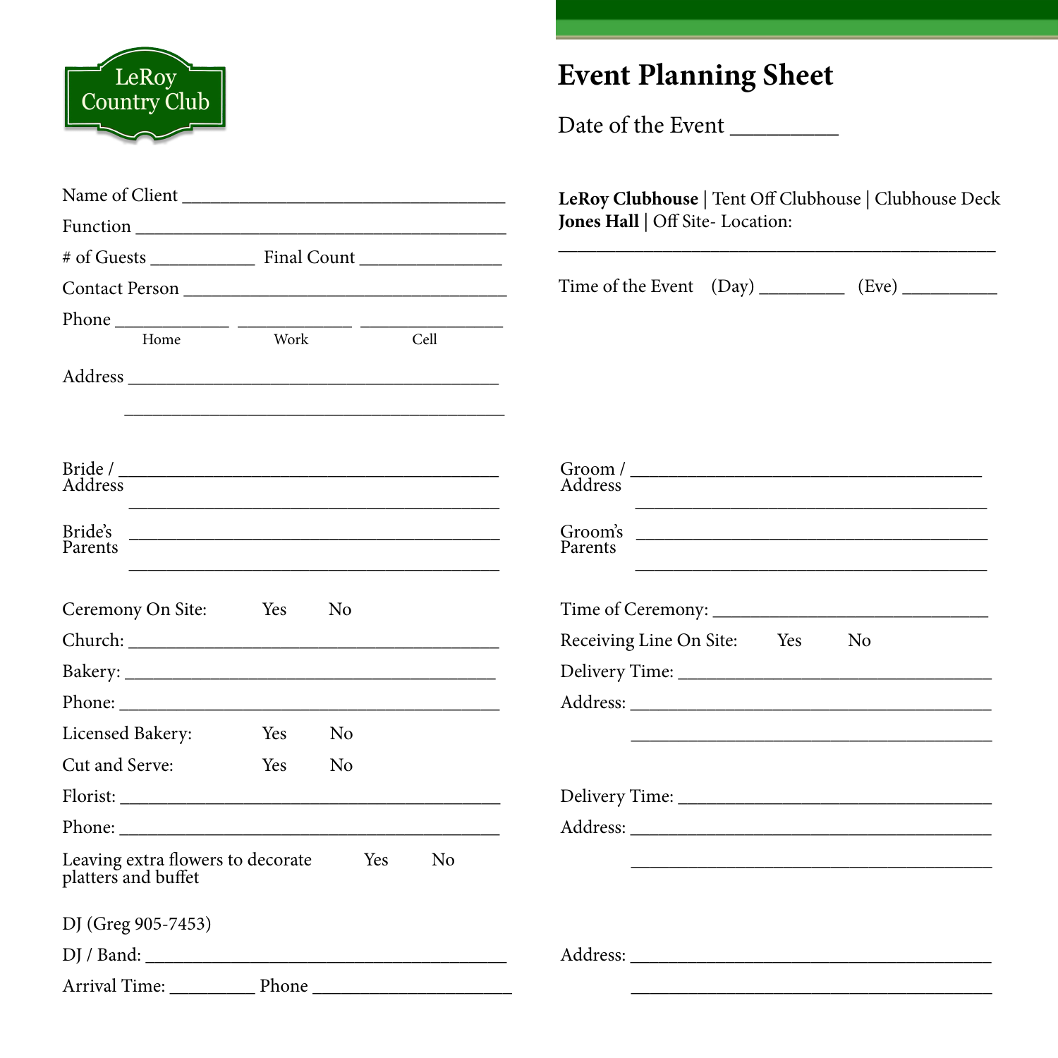LeRoy Country Club

# Event Planning Sheet

Date of the Event __________

Name of Client ____________________________________

Function ____________________________________

# of Guests ____________ Final Count ________________

Contact Person ____________________________________

Phone _____________ _____________ _______________
Home Work Cell

Address ____________________________________
____________________________________

**LeRoy Clubhouse** | Tent Off Clubhouse | Clubhouse Deck
**Jones Hall** | Off Site- Location:
____________________________________

Time of the Event (Day) _________ (Eve) __________

Bride / Address ____________________________________
____________________________________

Bride's Parents ____________________________________
____________________________________

Groom / Address ____________________________________
____________________________________

Groom's Parents ____________________________________
____________________________________

Ceremony On Site: Yes No

Church: ____________________________________

Time of Ceremony: ____________________________

Receiving Line On Site: Yes No

Bakery: ____________________________________

Phone: ____________________________________

Delivery Time: ____________________________

Address: ____________________________________
____________________________________

Licensed Bakery: Yes No

Cut and Serve: Yes No

Florist: ____________________________________

Phone: ____________________________________

Delivery Time: ____________________________

Address: ____________________________________
____________________________________

Leaving extra flowers to decorate platters and buffet Yes No

DJ (Greg 905-7453)

DJ / Band: ____________________________________

Arrival Time: _________ Phone ______________________

Address: ____________________________________
____________________________________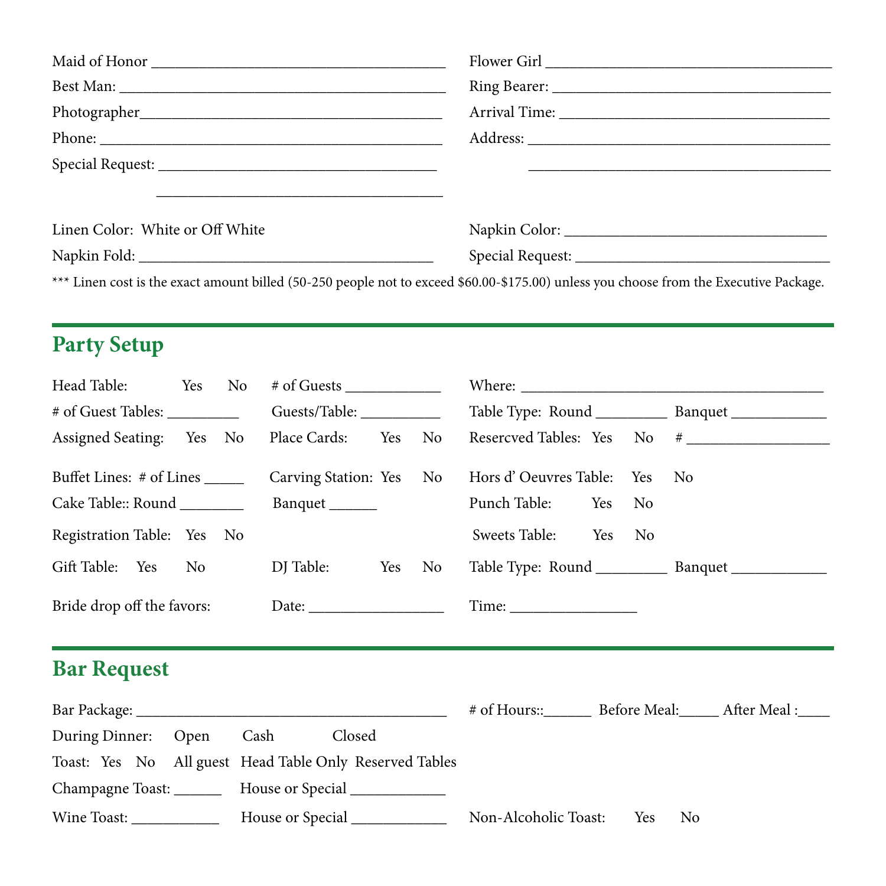Maid of Honor ___________________________________

Best Man: ______________________________________

Photographer____________________________________

Phone: _________________________________________

Special Request: _________________________________

_________________________________

Flower Girl ______________________________________

Ring Bearer: _____________________________________

Arrival Time: ____________________________________

Address: ________________________________________

________________________________________

Linen Color: White or Off White

Napkin Fold: ____________________________________

Napkin Color: ____________________________________

Special Request: __________________________________

*** Linen cost is the exact amount billed (50-250 people not to exceed $60.00-$175.00) unless you choose from the Executive Package.

## Party Setup

Head Table: Yes No # of Guests ____________ Where: ________________________________________

# of Guest Tables: _________ Guests/Table: __________ Table Type: Round _________ Banquet ____________

Assigned Seating: Yes No Place Cards: Yes No Resercved Tables: Yes No # ___________________

Buffet Lines: # of Lines _____ Carving Station: Yes No Hors d' Oeuvres Table: Yes No

Cake Table:: Round ________ Banquet ______ Punch Table: Yes No

Registration Table: Yes No Sweets Table: Yes No

Gift Table: Yes No DJ Table: Yes No Table Type: Round _________ Banquet ____________

Bride drop off the favors: Date: _________________ Time: ________________

## Bar Request

Bar Package: ________________________________________ # of Hours::______ Before Meal:_____ After Meal :____

During Dinner: Open Cash Closed

Toast: Yes No All guest Head Table Only Reserved Tables

Champagne Toast: ______ House or Special ____________

Wine Toast: ___________ House or Special ____________ Non-Alcoholic Toast: Yes No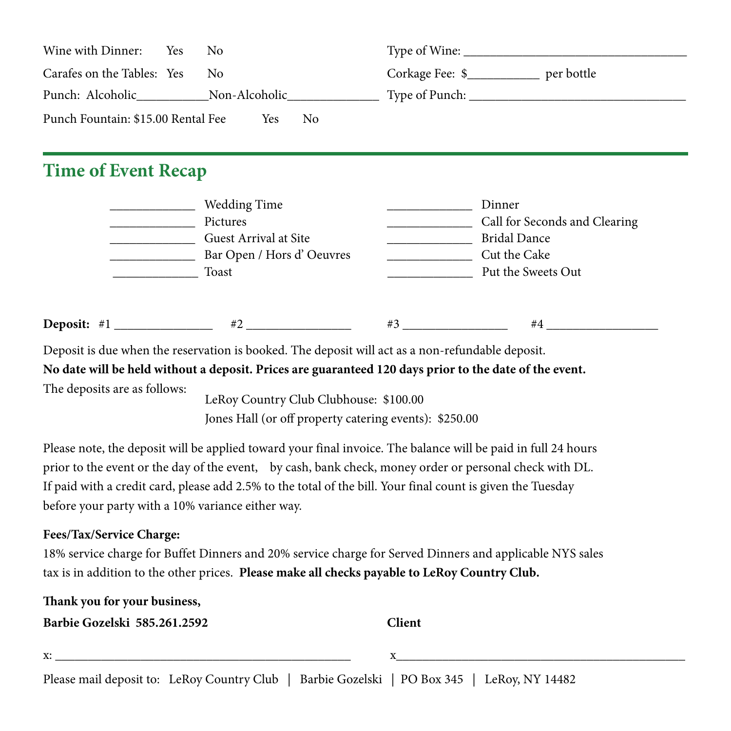Wine with Dinner: Yes No

Type of Wine: ___________________________________

Carafes on the Tables: Yes No

Corkage Fee: $___________ per bottle

Punch: Alcoholic___________Non-Alcoholic______________

Type of Punch: _________________________________

Punch Fountain: $15.00 Rental Fee Yes No

## Time of Event Recap

_____________ Wedding Time

_____________ Pictures

_____________ Guest Arrival at Site

_____________ Bar Open / Hors d' Oeuvres

_____________ Toast

_____________ Dinner

_____________ Call for Seconds and Clearing

_____________ Bridal Dance

_____________ Cut the Cake

_____________ Put the Sweets Out

**Deposit:** #1 _______________ #2 ________________ #3 ________________ #4 _________________

Deposit is due when the reservation is booked. The deposit will act as a non-refundable deposit.

**No date will be held without a deposit. Prices are guaranteed 120 days prior to the date of the event.**

The deposits are as follows:

LeRoy Country Club Clubhouse: $100.00

Jones Hall (or off property catering events): $250.00

Please note, the deposit will be applied toward your final invoice. The balance will be paid in full 24 hours prior to the event or the day of the event, by cash, bank check, money order or personal check with DL. If paid with a credit card, please add 2.5% to the total of the bill. Your final count is given the Tuesday before your party with a 10% variance either way.

**Fees/Tax/Service Charge:**

18% service charge for Buffet Dinners and 20% service charge for Served Dinners and applicable NYS sales tax is in addition to the other prices. **Please make all checks payable to LeRoy Country Club.**

**Thank you for your business,**

**Barbie Gozelski 585.261.2592**

**Client**

x: _____________________________________________

x_____________________________________________

Please mail deposit to: LeRoy Country Club | Barbie Gozelski | PO Box 345 | LeRoy, NY 14482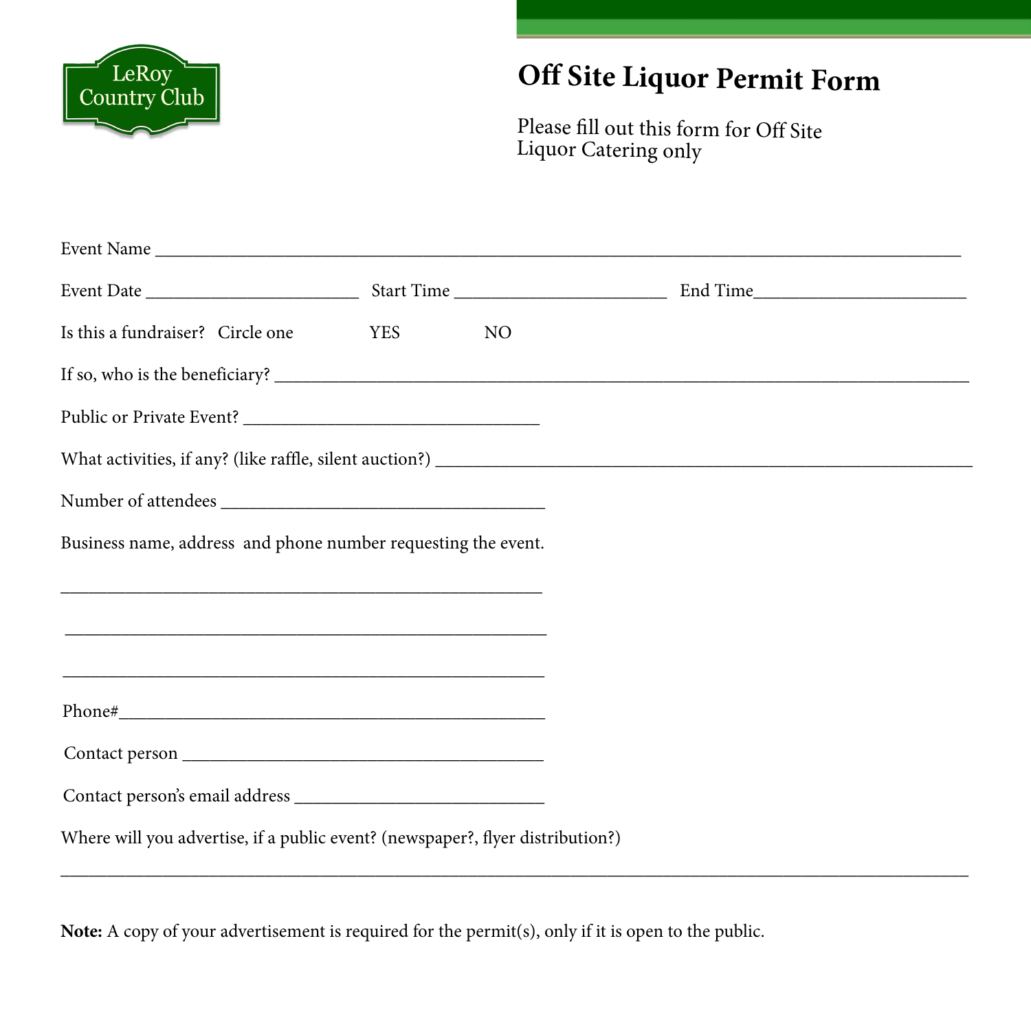LeRoy Country Club

# Off Site Liquor Permit Form

Please fill out this form for Off Site Liquor Catering only

Event Name ______________________________________________________________________________

Event Date ________________________ Start Time ________________________ End Time________________________

Is this a fundraiser? Circle one YES NO

If so, who is the beneficiary? _______________________________________________________________

Public or Private Event? _________________________________

What activities, if any? (like raffle, silent auction?) ____________________________________________

Number of attendees ____________________________________

Business name, address and phone number requesting the event.

______________________________________________________

______________________________________________________

______________________________________________________

Phone#______________________________________________

Contact person ___________________________________

Contact person's email address ___________________________

Where will you advertise, if a public event? (newspaper?, flyer distribution?)

______________________________________________________________________________________________

**Note:** A copy of your advertisement is required for the permit(s), only if it is open to the public.